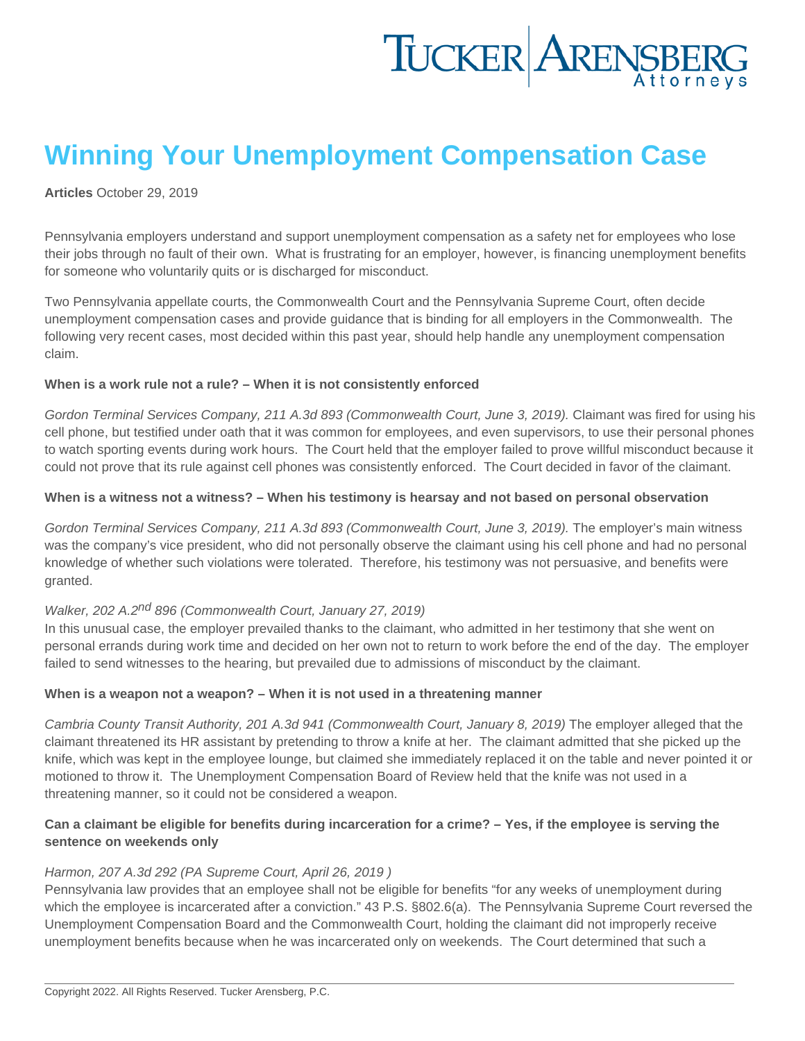# Winning Your Unemployment Compensation Case

**Articles** October 29, 2019

Pennsylvania employers understand and support unemployment compensation as a safety net for employees who lose their jobs through no fault of their own. What is frustrating for an employer, however, is financing unemployment benefits for someone who voluntarily quits or is discharged for misconduct.

Two Pennsylvania appellate courts, the Commonwealth Court and the Pennsylvania Supreme Court, often decide unemployment compensation cases and provide guidance that is binding for all employers in the Commonwealth. The following very recent cases, most decided within this past year, should help handle any unemployment compensation claim.

**When is a work rule not a rule? – When it is not consistently enforced**

*Gordon Terminal Services Company, 211 A.3d 893 (Commonwealth Court, June 3, 2019).* Claimant was fired for using his cell phone, but testified under oath that it was common for employees, and even supervisors, to use their personal phones to watch sporting events during work hours. The Court held that the employer failed to prove willful misconduct because it could not prove that its rule against cell phones was consistently enforced. The Court decided in favor of the claimant.

**When is a witness not a witness? – When his testimony is hearsay and not based on personal observation**

*Gordon Terminal Services Company, 211 A.3d 893 (Commonwealth Court, June 3, 2019).* The employer's main witness was the company's vice president, who did not personally observe the claimant using his cell phone and had no personal knowledge of whether such violations were tolerated. Therefore, his testimony was not persuasive, and benefits were granted.

*Walker, 202 A.2nd 896 (Commonwealth Court, January 27, 2019)*
In this unusual case, the employer prevailed thanks to the claimant, who admitted in her testimony that she went on personal errands during work time and decided on her own not to return to work before the end of the day. The employer failed to send witnesses to the hearing, but prevailed due to admissions of misconduct by the claimant.

**When is a weapon not a weapon? – When it is not used in a threatening manner**

*Cambria County Transit Authority, 201 A.3d 941 (Commonwealth Court, January 8, 2019)* The employer alleged that the claimant threatened its HR assistant by pretending to throw a knife at her. The claimant admitted that she picked up the knife, which was kept in the employee lounge, but claimed she immediately replaced it on the table and never pointed it or motioned to throw it. The Unemployment Compensation Board of Review held that the knife was not used in a threatening manner, so it could not be considered a weapon.

**Can a claimant be eligible for benefits during incarceration for a crime? – Yes, if the employee is serving the sentence on weekends only**

*Harmon, 207 A.3d 292 (PA Supreme Court, April 26, 2019 )*
Pennsylvania law provides that an employee shall not be eligible for benefits "for any weeks of unemployment during which the employee is incarcerated after a conviction." 43 P.S. §802.6(a). The Pennsylvania Supreme Court reversed the Unemployment Compensation Board and the Commonwealth Court, holding the claimant did not improperly receive unemployment benefits because when he was incarcerated only on weekends. The Court determined that such a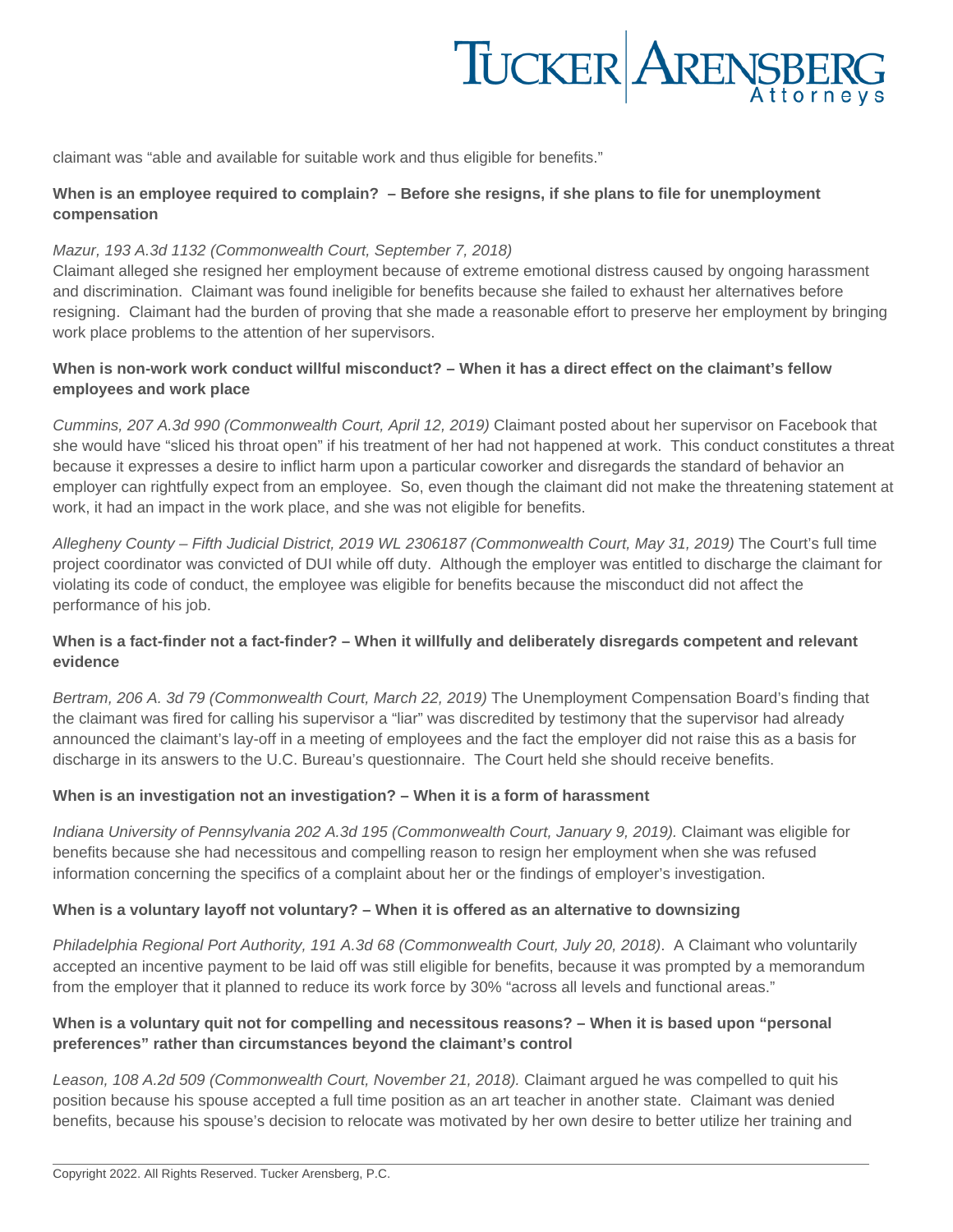claimant was "able and available for suitable work and thus eligible for benefits."

**When is an employee required to complain? – Before she resigns, if she plans to file for unemployment compensation**

*Mazur, 193 A.3d 1132 (Commonwealth Court, September 7, 2018)*
Claimant alleged she resigned her employment because of extreme emotional distress caused by ongoing harassment and discrimination. Claimant was found ineligible for benefits because she failed to exhaust her alternatives before resigning. Claimant had the burden of proving that she made a reasonable effort to preserve her employment by bringing work place problems to the attention of her supervisors.

**When is non-work work conduct willful misconduct? – When it has a direct effect on the claimant's fellow employees and work place**

*Cummins, 207 A.3d 990 (Commonwealth Court, April 12, 2019)* Claimant posted about her supervisor on Facebook that she would have "sliced his throat open" if his treatment of her had not happened at work. This conduct constitutes a threat because it expresses a desire to inflict harm upon a particular coworker and disregards the standard of behavior an employer can rightfully expect from an employee. So, even though the claimant did not make the threatening statement at work, it had an impact in the work place, and she was not eligible for benefits.

*Allegheny County – Fifth Judicial District, 2019 WL 2306187 (Commonwealth Court, May 31, 2019)* The Court's full time project coordinator was convicted of DUI while off duty. Although the employer was entitled to discharge the claimant for violating its code of conduct, the employee was eligible for benefits because the misconduct did not affect the performance of his job.

**When is a fact-finder not a fact-finder? – When it willfully and deliberately disregards competent and relevant evidence**

*Bertram, 206 A. 3d 79 (Commonwealth Court, March 22, 2019)* The Unemployment Compensation Board's finding that the claimant was fired for calling his supervisor a "liar" was discredited by testimony that the supervisor had already announced the claimant's lay-off in a meeting of employees and the fact the employer did not raise this as a basis for discharge in its answers to the U.C. Bureau's questionnaire. The Court held she should receive benefits.

**When is an investigation not an investigation? – When it is a form of harassment**

*Indiana University of Pennsylvania 202 A.3d 195 (Commonwealth Court, January 9, 2019).* Claimant was eligible for benefits because she had necessitous and compelling reason to resign her employment when she was refused information concerning the specifics of a complaint about her or the findings of employer's investigation.

**When is a voluntary layoff not voluntary? – When it is offered as an alternative to downsizing**

*Philadelphia Regional Port Authority, 191 A.3d 68 (Commonwealth Court, July 20, 2018)*. A Claimant who voluntarily accepted an incentive payment to be laid off was still eligible for benefits, because it was prompted by a memorandum from the employer that it planned to reduce its work force by 30% "across all levels and functional areas."

**When is a voluntary quit not for compelling and necessitous reasons? – When it is based upon "personal preferences" rather than circumstances beyond the claimant's control**

*Leason, 108 A.2d 509 (Commonwealth Court, November 21, 2018).* Claimant argued he was compelled to quit his position because his spouse accepted a full time position as an art teacher in another state. Claimant was denied benefits, because his spouse's decision to relocate was motivated by her own desire to better utilize her training and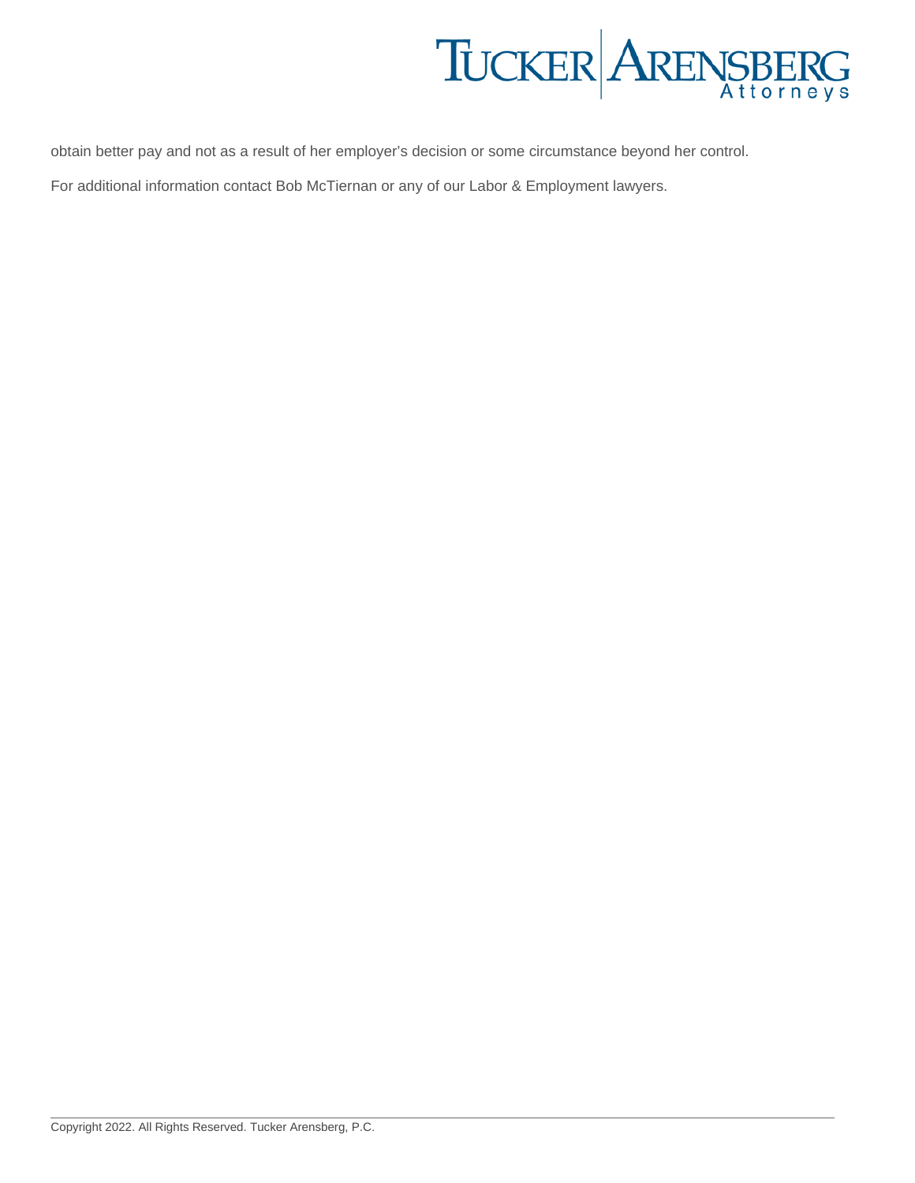obtain better pay and not as a result of her employer's decision or some circumstance beyond her control.

For additional information contact Bob McTiernan or any of our Labor & Employment lawyers.